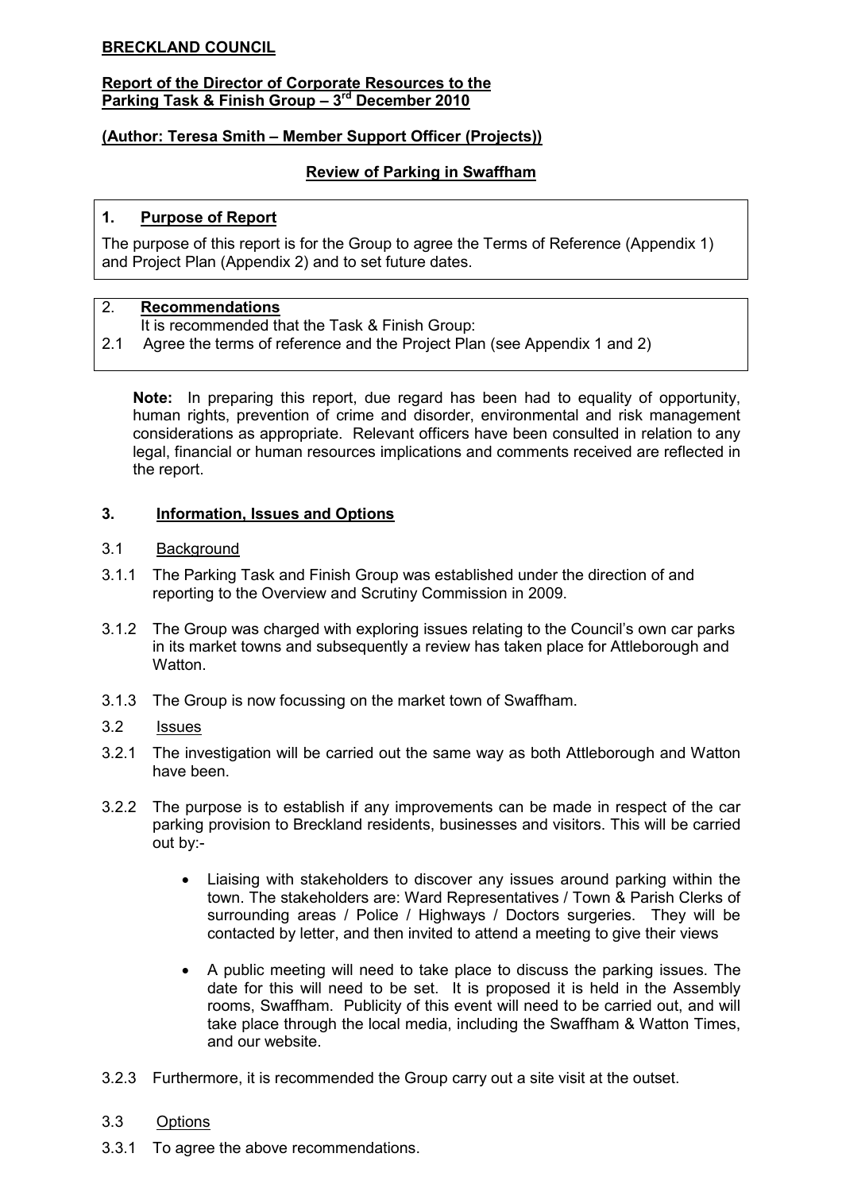**BRECKLAND COUNCIL**

**Report of the Director of Corporate Resources to the Parking Task & Finish Group – 3rd December 2010**

**(Author: Teresa Smith – Member Support Officer (Projects))**

**Review of Parking in Swaffham**

## 1. Purpose of Report

The purpose of this report is for the Group to agree the Terms of Reference (Appendix 1) and Project Plan (Appendix 2) and to set future dates.

## 2. Recommendations

It is recommended that the Task & Finish Group:

2.1 Agree the terms of reference and the Project Plan (see Appendix 1 and 2)

**Note:** In preparing this report, due regard has been had to equality of opportunity, human rights, prevention of crime and disorder, environmental and risk management considerations as appropriate. Relevant officers have been consulted in relation to any legal, financial or human resources implications and comments received are reflected in the report.

## 3. Information, Issues and Options

3.1 Background

3.1.1 The Parking Task and Finish Group was established under the direction of and reporting to the Overview and Scrutiny Commission in 2009.

3.1.2 The Group was charged with exploring issues relating to the Council's own car parks in its market towns and subsequently a review has taken place for Attleborough and Watton.

3.1.3 The Group is now focussing on the market town of Swaffham.

3.2 Issues

3.2.1 The investigation will be carried out the same way as both Attleborough and Watton have been.

3.2.2 The purpose is to establish if any improvements can be made in respect of the car parking provision to Breckland residents, businesses and visitors. This will be carried out by:-

- Liaising with stakeholders to discover any issues around parking within the town. The stakeholders are: Ward Representatives / Town & Parish Clerks of surrounding areas / Police / Highways / Doctors surgeries. They will be contacted by letter, and then invited to attend a meeting to give their views
- A public meeting will need to take place to discuss the parking issues. The date for this will need to be set. It is proposed it is held in the Assembly rooms, Swaffham. Publicity of this event will need to be carried out, and will take place through the local media, including the Swaffham & Watton Times, and our website.

3.2.3 Furthermore, it is recommended the Group carry out a site visit at the outset.

3.3 Options

3.3.1 To agree the above recommendations.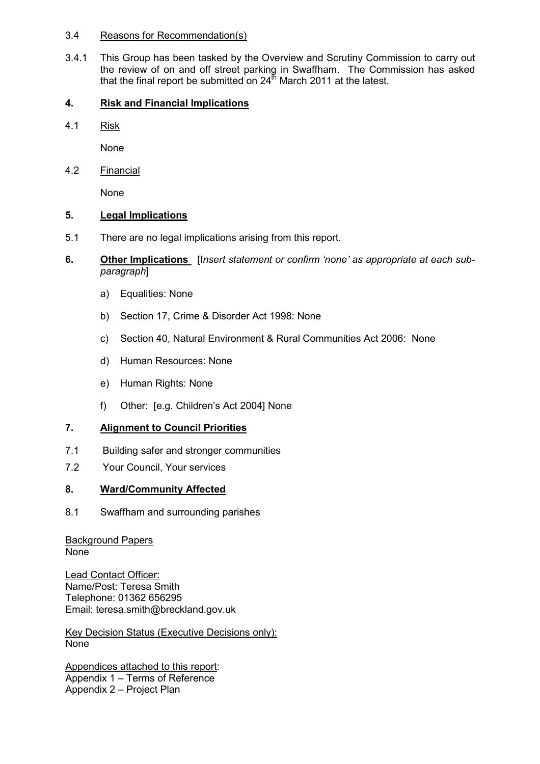3.4 Reasons for Recommendation(s)

3.4.1 This Group has been tasked by the Overview and Scrutiny Commission to carry out the review of on and off street parking in Swaffham. The Commission has asked that the final report be submitted on 24th March 2011 at the latest.

## 4. Risk and Financial Implications

4.1 Risk

None

4.2 Financial

None

## 5. Legal Implications

5.1 There are no legal implications arising from this report.

## 6. Other Implications [*Insert statement or confirm 'none' as appropriate at each sub-paragraph*]

a) Equalities: None

b) Section 17, Crime & Disorder Act 1998: None

c) Section 40, Natural Environment & Rural Communities Act 2006: None

d) Human Resources: None

e) Human Rights: None

f) Other: [e.g. Children's Act 2004] None

## 7. Alignment to Council Priorities

7.1 Building safer and stronger communities

7.2 Your Council, Your services

## 8. Ward/Community Affected

8.1 Swaffham and surrounding parishes

Background Papers
None

Lead Contact Officer:
Name/Post: Teresa Smith
Telephone: 01362 656295
Email: teresa.smith@breckland.gov.uk

Key Decision Status (Executive Decisions only):
None

Appendices attached to this report:
Appendix 1 – Terms of Reference
Appendix 2 – Project Plan